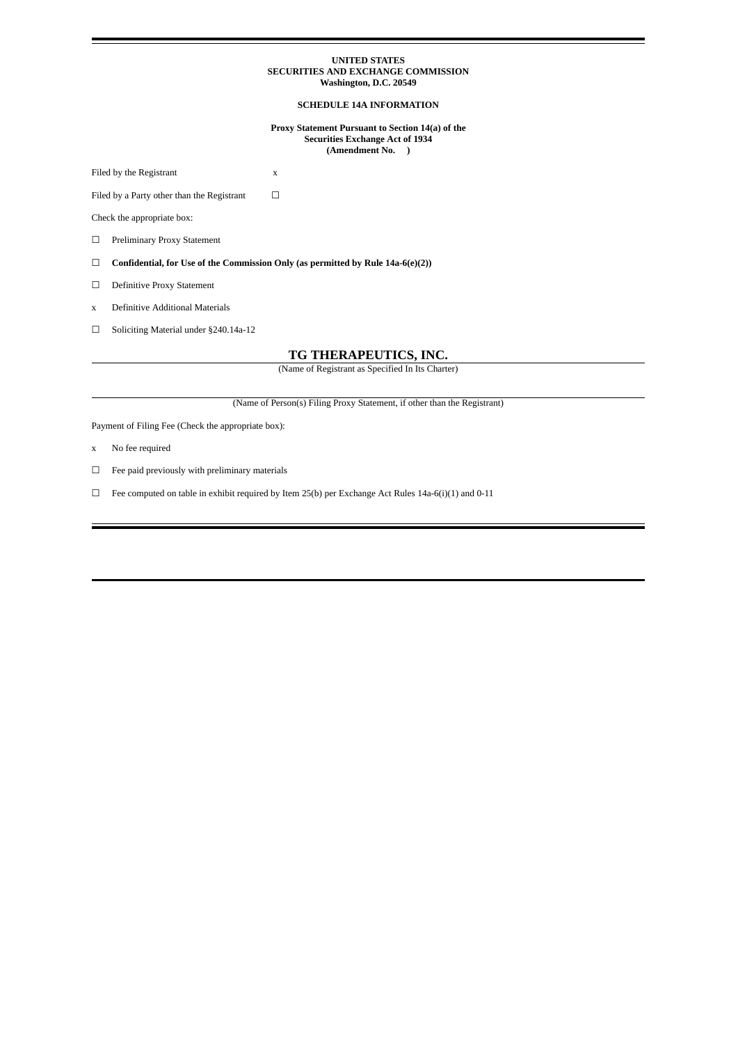**UNITED STATES**
**SECURITIES AND EXCHANGE COMMISSION**
**Washington, D.C. 20549**

**SCHEDULE 14A INFORMATION**

**Proxy Statement Pursuant to Section 14(a) of the**
**Securities Exchange Act of 1934**
**(Amendment No. )**

Filed by the Registrant x

Filed by a Party other than the Registrant ☐

Check the appropriate box:

☐ Preliminary Proxy Statement

☐ **Confidential, for Use of the Commission Only (as permitted by Rule 14a-6(e)(2))**

☐ Definitive Proxy Statement

x Definitive Additional Materials

☐ Soliciting Material under §240.14a-12

# TG THERAPEUTICS, INC.

(Name of Registrant as Specified In Its Charter)

(Name of Person(s) Filing Proxy Statement, if other than the Registrant)

Payment of Filing Fee (Check the appropriate box):

x No fee required

☐ Fee paid previously with preliminary materials

☐ Fee computed on table in exhibit required by Item 25(b) per Exchange Act Rules 14a-6(i)(1) and 0-11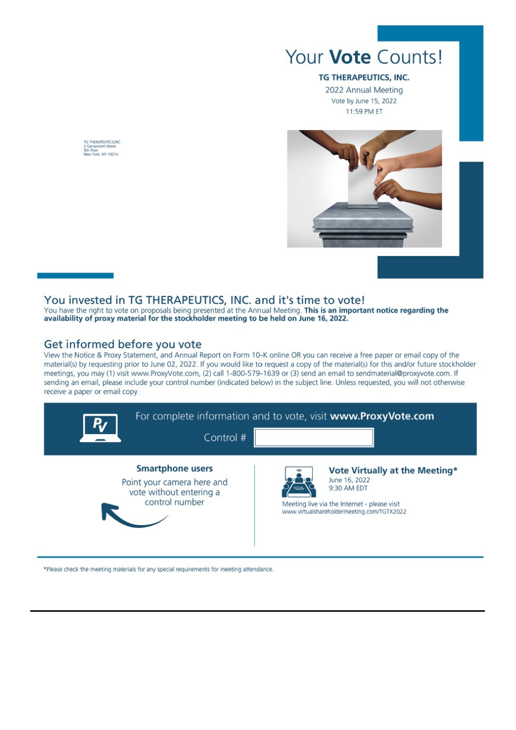# Your **Vote** Counts!

**TG THERAPEUTICS, INC.**

2022 Annual Meeting

Vote by June 15, 2022

11:59 PM ET

TG THERAPEUTICS,INC.
2 Gansevoort Street
9th Floor
New York, NY 10014

## You invested in TG THERAPEUTICS, INC. and it's time to vote!

You have the right to vote on proposals being presented at the Annual Meeting. **This is an important notice regarding the availability of proxy material for the stockholder meeting to be held on June 16, 2022.**

## Get informed before you vote

View the Notice & Proxy Statement, and Annual Report on Form 10-K online OR you can receive a free paper or email copy of the material(s) by requesting prior to June 02, 2022. If you would like to request a copy of the material(s) for this and/or future stockholder meetings, you may (1) visit www.ProxyVote.com, (2) call 1-800-579-1639 or (3) send an email to sendmaterial@proxyvote.com. If sending an email, please include your control number (indicated below) in the subject line. Unless requested, you will not otherwise receive a paper or email copy.

For complete information and to vote, visit **www.ProxyVote.com**

Control #

### Smartphone users

Point your camera here and vote without entering a control number

### Vote Virtually at the Meeting*

June 16, 2022
9:30 AM EDT

Meeting live via the Internet - please visit www.virtualshareholdermeeting.com/TGTX2022

*Please check the meeting materials for any special requirements for meeting attendance.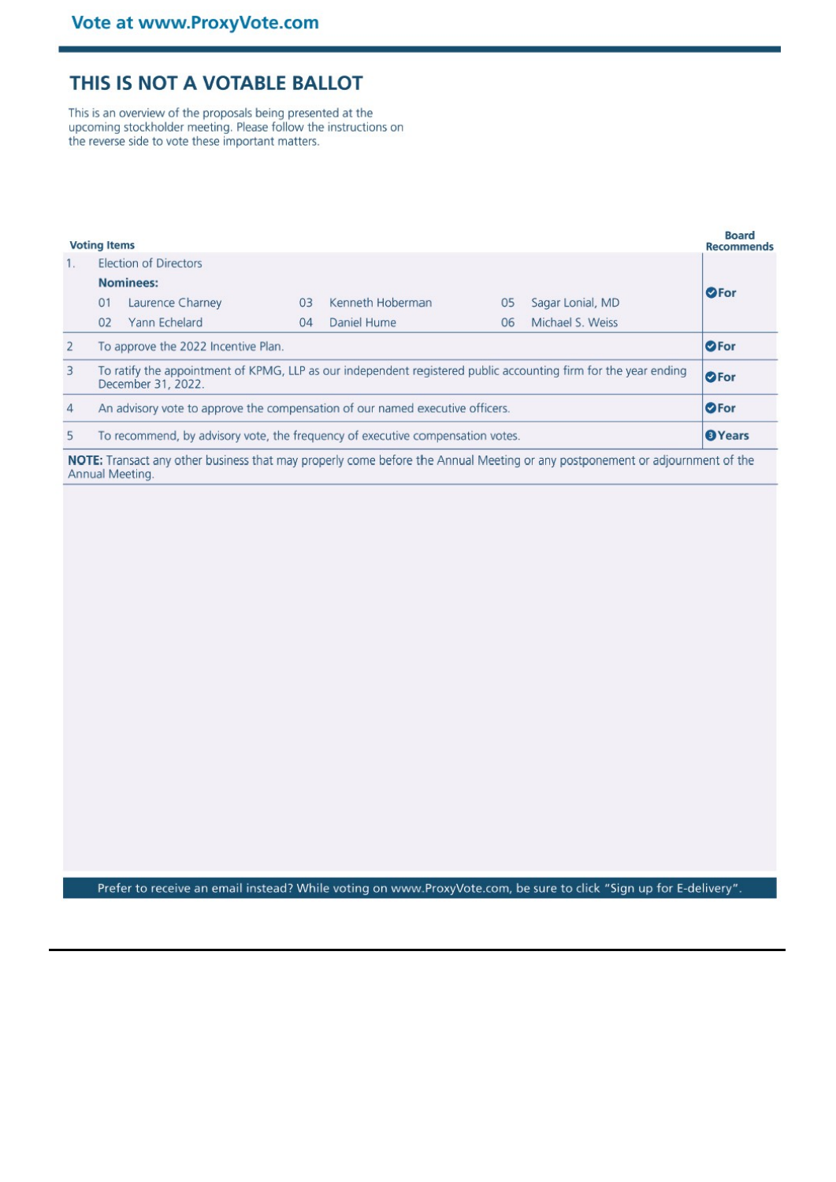**Vote at www.ProxyVote.com**

## THIS IS NOT A VOTABLE BALLOT

This is an overview of the proposals being presented at the upcoming stockholder meeting. Please follow the instructions on the reverse side to vote these important matters.

| Voting Items | | Board Recommends |
|---|---|---|
| 1. | Election of Directors<br>**Nominees:**<br>01 Laurence Charney<br>02 Yann Echelard<br>03 Kenneth Hoberman<br>04 Daniel Hume<br>05 Sagar Lonial, MD<br>06 Michael S. Weiss | For |
| 2 | To approve the 2022 Incentive Plan. | For |
| 3 | To ratify the appointment of KPMG, LLP as our independent registered public accounting firm for the year ending December 31, 2022. | For |
| 4 | An advisory vote to approve the compensation of our named executive officers. | For |
| 5 | To recommend, by advisory vote, the frequency of executive compensation votes. | 3 Years |

**NOTE:** Transact any other business that may properly come before the Annual Meeting or any postponement or adjournment of the Annual Meeting.

Prefer to receive an email instead? While voting on www.ProxyVote.com, be sure to click "Sign up for E-delivery".